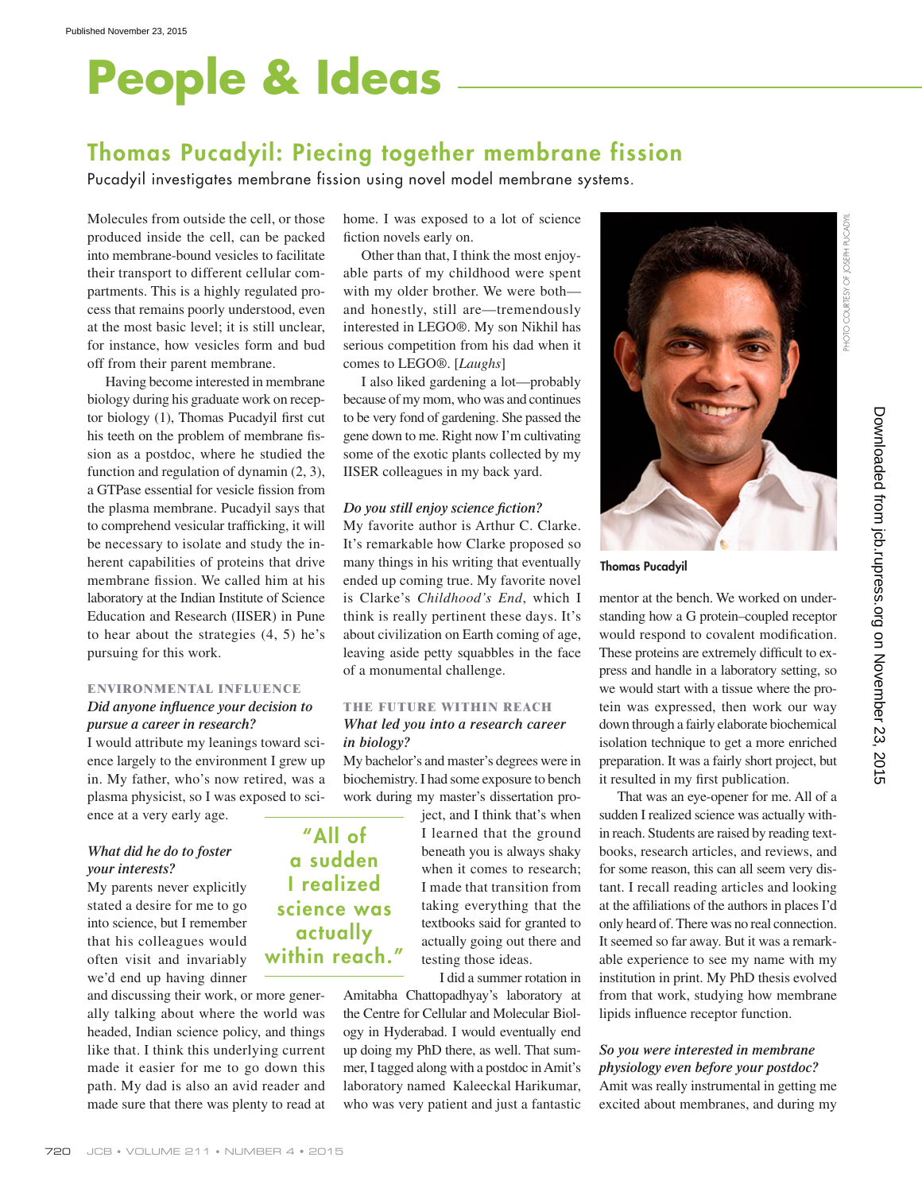Published November 23, 2015

# People & Ideas

## Thomas Pucadyil: Piecing together membrane fission

Pucadyil investigates membrane fission using novel model membrane systems.

Molecules from outside the cell, or those produced inside the cell, can be packed into membrane-bound vesicles to facilitate their transport to different cellular compartments. This is a highly regulated process that remains poorly understood, even at the most basic level; it is still unclear, for instance, how vesicles form and bud off from their parent membrane.

Having become interested in membrane biology during his graduate work on receptor biology (1), Thomas Pucadyil first cut his teeth on the problem of membrane fission as a postdoc, where he studied the function and regulation of dynamin (2, 3), a GTPase essential for vesicle fission from the plasma membrane. Pucadyil says that to comprehend vesicular trafficking, it will be necessary to isolate and study the inherent capabilities of proteins that drive membrane fission. We called him at his laboratory at the Indian Institute of Science Education and Research (IISER) in Pune to hear about the strategies (4, 5) he's pursuing for this work.

### ENVIRONMENTAL INFLUENCE

***Did anyone influence your decision to pursue a career in research?***

I would attribute my leanings toward science largely to the environment I grew up in. My father, who's now retired, was a plasma physicist, so I was exposed to science at a very early age.

***What did he do to foster your interests?***

My parents never explicitly stated a desire for me to go into science, but I remember that his colleagues would often visit and invariably we'd end up having dinner and discussing their work, or more generally talking about where the world was headed, Indian science policy, and things like that. I think this underlying current made it easier for me to go down this path. My dad is also an avid reader and made sure that there was plenty to read at home. I was exposed to a lot of science fiction novels early on.

Other than that, I think the most enjoyable parts of my childhood were spent with my older brother. We were both—and honestly, still are—tremendously interested in LEGO®. My son Nikhil has serious competition from his dad when it comes to LEGO®. [*Laughs*]

I also liked gardening a lot—probably because of my mom, who was and continues to be very fond of gardening. She passed the gene down to me. Right now I'm cultivating some of the exotic plants collected by my IISER colleagues in my back yard.

***Do you still enjoy science fiction?***

My favorite author is Arthur C. Clarke. It's remarkable how Clarke proposed so many things in his writing that eventually ended up coming true. My favorite novel is Clarke's *Childhood's End*, which I think is really pertinent these days. It's about civilization on Earth coming of age, leaving aside petty squabbles in the face of a monumental challenge.

### THE FUTURE WITHIN REACH

***What led you into a research career in biology?***

My bachelor's and master's degrees were in biochemistry. I had some exposure to bench work during my master's dissertation project, and I think that's when I learned that the ground beneath you is always shaky when it comes to research; I made that transition from taking everything that the textbooks said for granted to actually going out there and testing those ideas.

> "All of a sudden I realized science was actually within reach."

I did a summer rotation in Amitabha Chattopadhyay's laboratory at the Centre for Cellular and Molecular Biology in Hyderabad. I would eventually end up doing my PhD there, as well. That summer, I tagged along with a postdoc in Amit's laboratory named Kaleeckal Harikumar, who was very patient and just a fantastic mentor at the bench. We worked on understanding how a G protein–coupled receptor would respond to covalent modification. These proteins are extremely difficult to express and handle in a laboratory setting, so we would start with a tissue where the protein was expressed, then work our way down through a fairly elaborate biochemical isolation technique to get a more enriched preparation. It was a fairly short project, but it resulted in my first publication.

That was an eye-opener for me. All of a sudden I realized science was actually within reach. Students are raised by reading textbooks, research articles, and reviews, and for some reason, this can all seem very distant. I recall reading articles and looking at the affiliations of the authors in places I'd only heard of. There was no real connection. It seemed so far away. But it was a remarkable experience to see my name with my institution in print. My PhD thesis evolved from that work, studying how membrane lipids influence receptor function.

***So you were interested in membrane physiology even before your postdoc?***

Amit was really instrumental in getting me excited about membranes, and during my

Thomas Pucadyil

PHOTO COURTESY OF JOSEPH PUCADYIL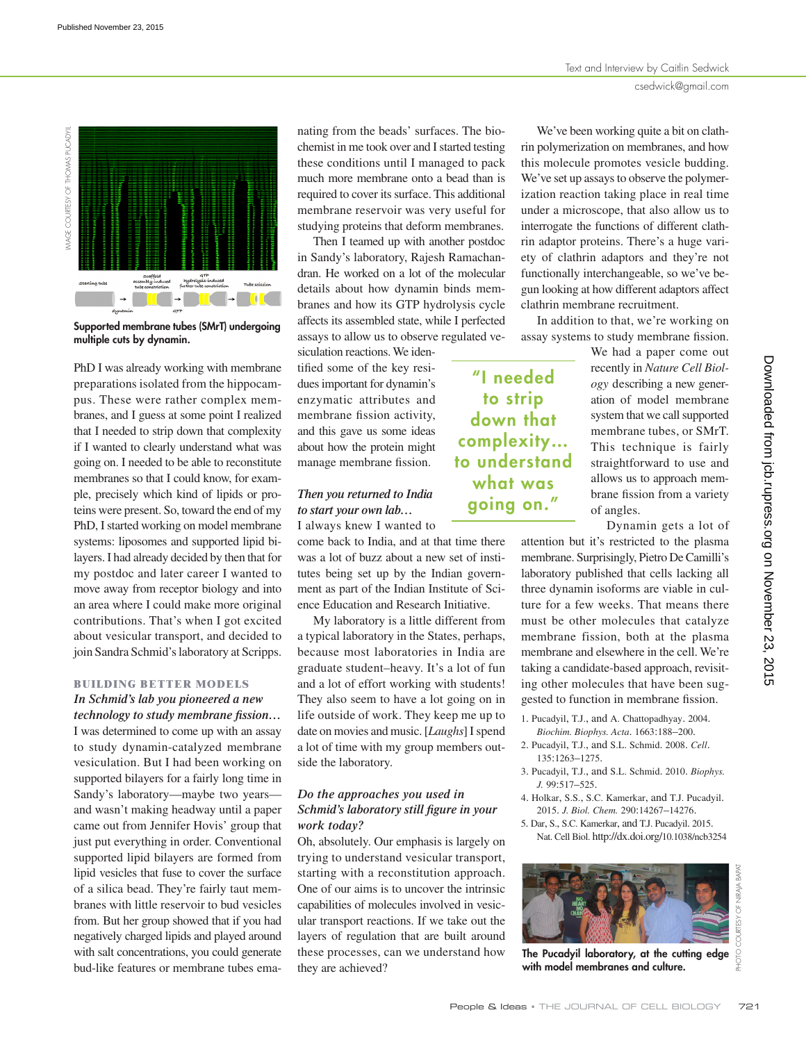Supported membrane tubes (SMrT) undergoing multiple cuts by dynamin.

PhD I was already working with membrane preparations isolated from the hippocampus. These were rather complex membranes, and I guess at some point I realized that I needed to strip down that complexity if I wanted to clearly understand what was going on. I needed to be able to reconstitute membranes so that I could know, for example, precisely which kind of lipids or proteins were present. So, toward the end of my PhD, I started working on model membrane systems: liposomes and supported lipid bilayers. I had already decided by then that for my postdoc and later career I wanted to move away from receptor biology and into an area where I could make more original contributions. That's when I got excited about vesicular transport, and decided to join Sandra Schmid's laboratory at Scripps.

## BUILDING BETTER MODELS

***In Schmid's lab you pioneered a new technology to study membrane fission…***

I was determined to come up with an assay to study dynamin-catalyzed membrane vesiculation. But I had been working on supported bilayers for a fairly long time in Sandy's laboratory—maybe two years—and wasn't making headway until a paper came out from Jennifer Hovis' group that just put everything in order. Conventional supported lipid bilayers are formed from lipid vesicles that fuse to cover the surface of a silica bead. They're fairly taut membranes with little reservoir to bud vesicles from. But her group showed that if you had negatively charged lipids and played around with salt concentrations, you could generate bud-like features or membrane tubes emanating from the beads' surfaces. The biochemist in me took over and I started testing these conditions until I managed to pack much more membrane onto a bead than is required to cover its surface. This additional membrane reservoir was very useful for studying proteins that deform membranes.

Then I teamed up with another postdoc in Sandy's laboratory, Rajesh Ramachandran. He worked on a lot of the molecular details about how dynamin binds membranes and how its GTP hydrolysis cycle affects its assembled state, while I perfected assays to allow us to observe regulated vesiculation reactions. We identified some of the key residues important for dynamin's enzymatic attributes and membrane fission activity, and this gave us some ideas about how the protein might manage membrane fission.

"I needed to strip down that complexity… to understand what was going on."

***Then you returned to India to start your own lab…***

I always knew I wanted to come back to India, and at that time there was a lot of buzz about a new set of institutes being set up by the Indian government as part of the Indian Institute of Science Education and Research Initiative.

My laboratory is a little different from a typical laboratory in the States, perhaps, because most laboratories in India are graduate student–heavy. It's a lot of fun and a lot of effort working with students! They also seem to have a lot going on in life outside of work. They keep me up to date on movies and music. [*Laughs*] I spend a lot of time with my group members outside the laboratory.

***Do the approaches you used in Schmid's laboratory still figure in your work today?***

Oh, absolutely. Our emphasis is largely on trying to understand vesicular transport, starting with a reconstitution approach. One of our aims is to uncover the intrinsic capabilities of molecules involved in vesicular transport reactions. If we take out the layers of regulation that are built around these processes, can we understand how they are achieved?

We've been working quite a bit on clathrin polymerization on membranes, and how this molecule promotes vesicle budding. We've set up assays to observe the polymerization reaction taking place in real time under a microscope, that also allow us to interrogate the functions of different clathrin adaptor proteins. There's a huge variety of clathrin adaptors and they're not functionally interchangeable, so we've begun looking at how different adaptors affect clathrin membrane recruitment.

In addition to that, we're working on assay systems to study membrane fission. We had a paper come out recently in *Nature Cell Biology* describing a new generation of model membrane system that we call supported membrane tubes, or SMrT. This technique is fairly straightforward to use and allows us to approach membrane fission from a variety of angles.

Dynamin gets a lot of attention but it's restricted to the plasma membrane. Surprisingly, Pietro De Camilli's laboratory published that cells lacking all three dynamin isoforms are viable in culture for a few weeks. That means there must be other molecules that catalyze membrane fission, both at the plasma membrane and elsewhere in the cell. We're taking a candidate-based approach, revisiting other molecules that have been suggested to function in membrane fission.

1. Pucadyil, T.J., and A. Chattopadhyay. 2004. *Biochim. Biophys. Acta*. 1663:188–200.
2. Pucadyil, T.J., and S.L. Schmid. 2008. *Cell*. 135:1263–1275.
3. Pucadyil, T.J., and S.L. Schmid. 2010. *Biophys. J.* 99:517–525.
4. Holkar, S.S., S.C. Kamerkar, and T.J. Pucadyil. 2015. *J. Biol. Chem.* 290:14267–14276.
5. Dar, S., S.C. Kamerkar, and T.J. Pucadyil. 2015. Nat. Cell Biol. http://dx.doi.org/10.1038/ncb3254

The Pucadyil laboratory, at the cutting edge with model membranes and culture.